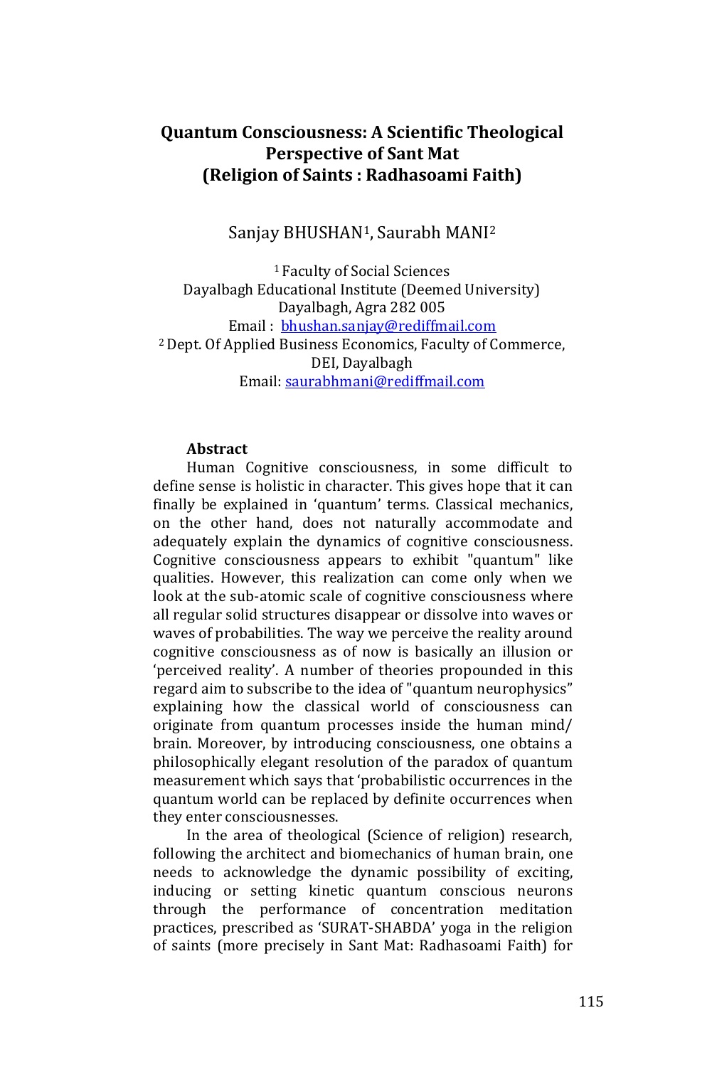# Quantum Consciousness: A Scientific Theological Perspective of Sant Mat (Religion of Saints : Radhasoami Faith)

Sanjay BHUSHAN[1], Saurabh MANI[2]

[1] Faculty of Social Sciences
Dayalbagh Educational Institute (Deemed University)
Dayalbagh, Agra 282 005
Email : bhushan.sanjay@rediffmail.com
[2] Dept. Of Applied Business Economics, Faculty of Commerce, DEI, Dayalbagh
Email: saurabhmani@rediffmail.com

**Abstract**

Human Cognitive consciousness, in some difficult to define sense is holistic in character. This gives hope that it can finally be explained in 'quantum' terms. Classical mechanics, on the other hand, does not naturally accommodate and adequately explain the dynamics of cognitive consciousness. Cognitive consciousness appears to exhibit "quantum" like qualities. However, this realization can come only when we look at the sub-atomic scale of cognitive consciousness where all regular solid structures disappear or dissolve into waves or waves of probabilities. The way we perceive the reality around cognitive consciousness as of now is basically an illusion or 'perceived reality'. A number of theories propounded in this regard aim to subscribe to the idea of "quantum neurophysics" explaining how the classical world of consciousness can originate from quantum processes inside the human mind/ brain. Moreover, by introducing consciousness, one obtains a philosophically elegant resolution of the paradox of quantum measurement which says that 'probabilistic occurrences in the quantum world can be replaced by definite occurrences when they enter consciousnesses.

In the area of theological (Science of religion) research, following the architect and biomechanics of human brain, one needs to acknowledge the dynamic possibility of exciting, inducing or setting kinetic quantum conscious neurons through the performance of concentration meditation practices, prescribed as 'SURAT-SHABDA' yoga in the religion of saints (more precisely in Sant Mat: Radhasoami Faith) for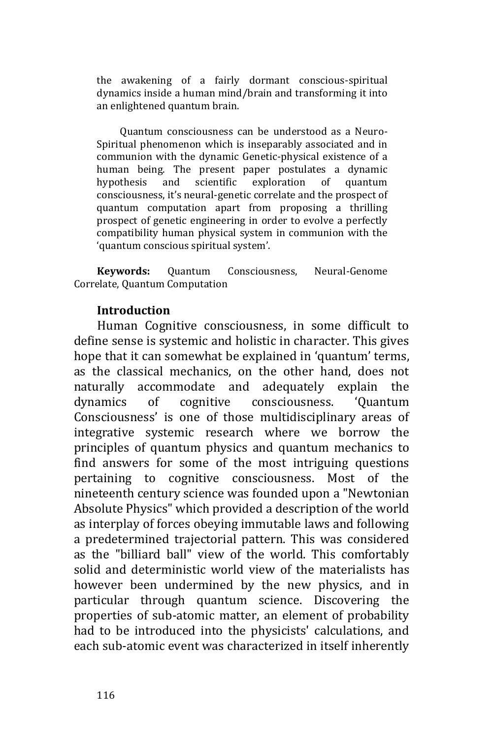the awakening of a fairly dormant conscious-spiritual dynamics inside a human mind/brain and transforming it into an enlightened quantum brain.

Quantum consciousness can be understood as a Neuro-Spiritual phenomenon which is inseparably associated and in communion with the dynamic Genetic-physical existence of a human being. The present paper postulates a dynamic hypothesis and scientific exploration of quantum consciousness, it's neural-genetic correlate and the prospect of quantum computation apart from proposing a thrilling prospect of genetic engineering in order to evolve a perfectly compatibility human physical system in communion with the 'quantum conscious spiritual system'.

**Keywords:** Quantum Consciousness, Neural-Genome Correlate, Quantum Computation

## Introduction

Human Cognitive consciousness, in some difficult to define sense is systemic and holistic in character. This gives hope that it can somewhat be explained in 'quantum' terms, as the classical mechanics, on the other hand, does not naturally accommodate and adequately explain the dynamics of cognitive consciousness. 'Quantum Consciousness' is one of those multidisciplinary areas of integrative systemic research where we borrow the principles of quantum physics and quantum mechanics to find answers for some of the most intriguing questions pertaining to cognitive consciousness. Most of the nineteenth century science was founded upon a "Newtonian Absolute Physics" which provided a description of the world as interplay of forces obeying immutable laws and following a predetermined trajectorial pattern. This was considered as the "billiard ball" view of the world. This comfortably solid and deterministic world view of the materialists has however been undermined by the new physics, and in particular through quantum science. Discovering the properties of sub-atomic matter, an element of probability had to be introduced into the physicists' calculations, and each sub-atomic event was characterized in itself inherently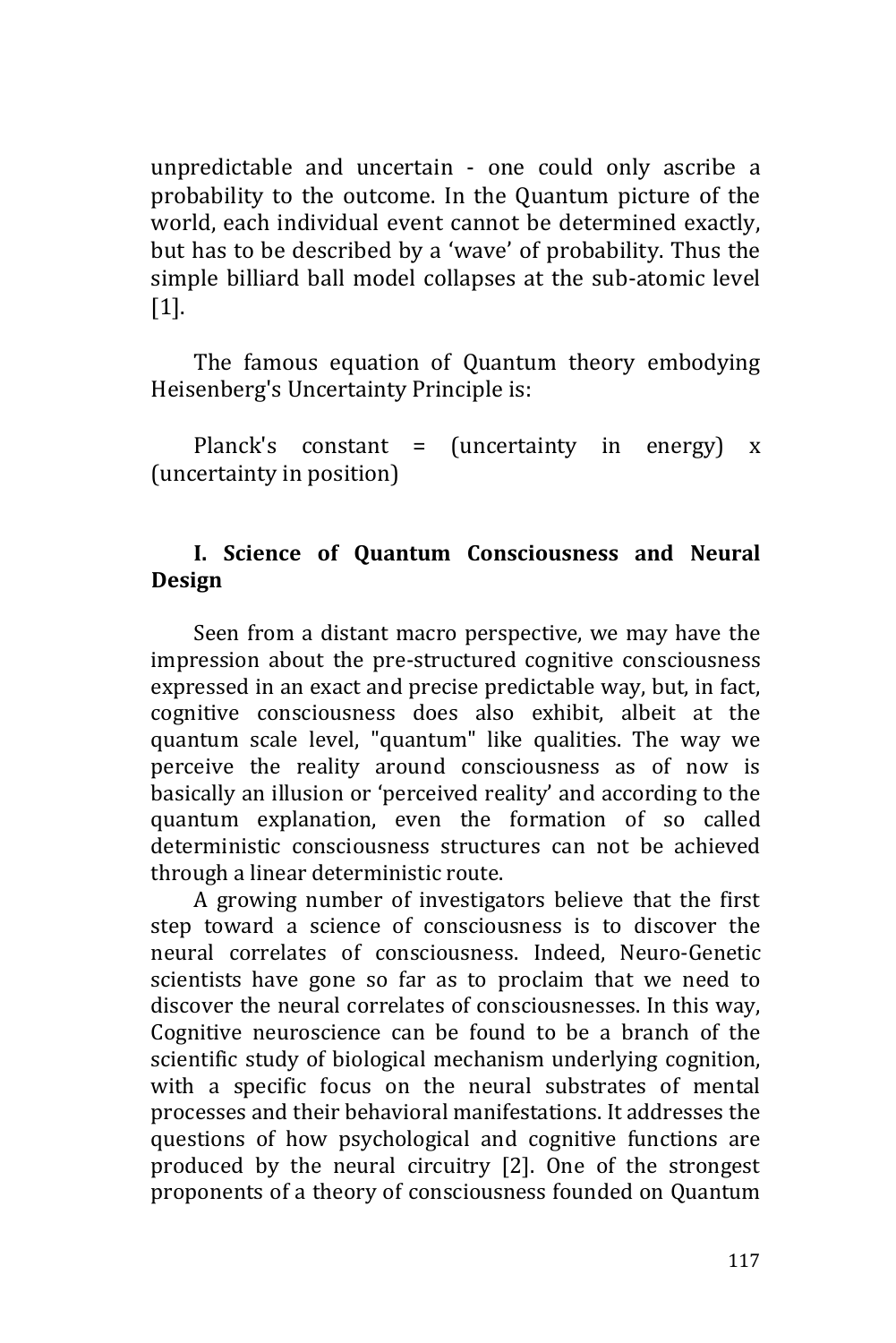unpredictable and uncertain - one could only ascribe a probability to the outcome. In the Quantum picture of the world, each individual event cannot be determined exactly, but has to be described by a 'wave' of probability. Thus the simple billiard ball model collapses at the sub-atomic level [1].

The famous equation of Quantum theory embodying Heisenberg's Uncertainty Principle is:

Planck's constant = (uncertainty in energy) x (uncertainty in position)

## I. Science of Quantum Consciousness and Neural Design

Seen from a distant macro perspective, we may have the impression about the pre-structured cognitive consciousness expressed in an exact and precise predictable way, but, in fact, cognitive consciousness does also exhibit, albeit at the quantum scale level, "quantum" like qualities. The way we perceive the reality around consciousness as of now is basically an illusion or 'perceived reality' and according to the quantum explanation, even the formation of so called deterministic consciousness structures can not be achieved through a linear deterministic route.

A growing number of investigators believe that the first step toward a science of consciousness is to discover the neural correlates of consciousness. Indeed, Neuro-Genetic scientists have gone so far as to proclaim that we need to discover the neural correlates of consciousnesses. In this way, Cognitive neuroscience can be found to be a branch of the scientific study of biological mechanism underlying cognition, with a specific focus on the neural substrates of mental processes and their behavioral manifestations. It addresses the questions of how psychological and cognitive functions are produced by the neural circuitry [2]. One of the strongest proponents of a theory of consciousness founded on Quantum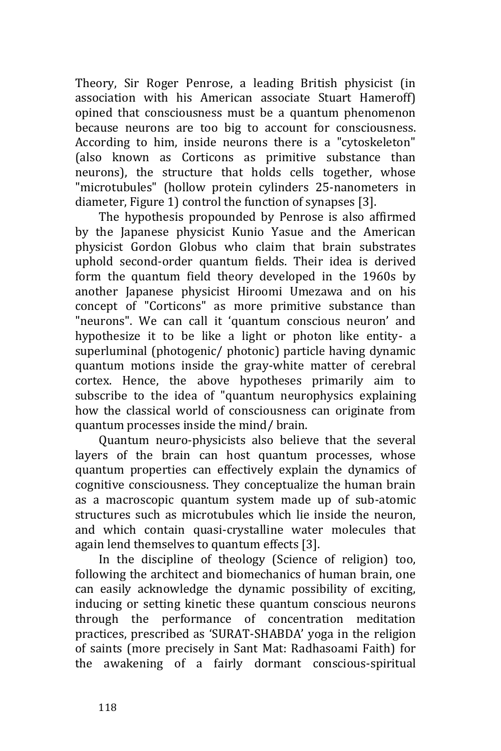Theory, Sir Roger Penrose, a leading British physicist (in association with his American associate Stuart Hameroff) opined that consciousness must be a quantum phenomenon because neurons are too big to account for consciousness. According to him, inside neurons there is a "cytoskeleton" (also known as Corticons as primitive substance than neurons), the structure that holds cells together, whose "microtubules" (hollow protein cylinders 25-nanometers in diameter, Figure 1) control the function of synapses [3].

The hypothesis propounded by Penrose is also affirmed by the Japanese physicist Kunio Yasue and the American physicist Gordon Globus who claim that brain substrates uphold second-order quantum fields. Their idea is derived form the quantum field theory developed in the 1960s by another Japanese physicist Hiroomi Umezawa and on his concept of "Corticons" as more primitive substance than "neurons". We can call it 'quantum conscious neuron' and hypothesize it to be like a light or photon like entity- a superluminal (photogenic/ photonic) particle having dynamic quantum motions inside the gray-white matter of cerebral cortex. Hence, the above hypotheses primarily aim to subscribe to the idea of "quantum neurophysics explaining how the classical world of consciousness can originate from quantum processes inside the mind/ brain.

Quantum neuro-physicists also believe that the several layers of the brain can host quantum processes, whose quantum properties can effectively explain the dynamics of cognitive consciousness. They conceptualize the human brain as a macroscopic quantum system made up of sub-atomic structures such as microtubules which lie inside the neuron, and which contain quasi-crystalline water molecules that again lend themselves to quantum effects [3].

In the discipline of theology (Science of religion) too, following the architect and biomechanics of human brain, one can easily acknowledge the dynamic possibility of exciting, inducing or setting kinetic these quantum conscious neurons through the performance of concentration meditation practices, prescribed as 'SURAT-SHABDA' yoga in the religion of saints (more precisely in Sant Mat: Radhasoami Faith) for the awakening of a fairly dormant conscious-spiritual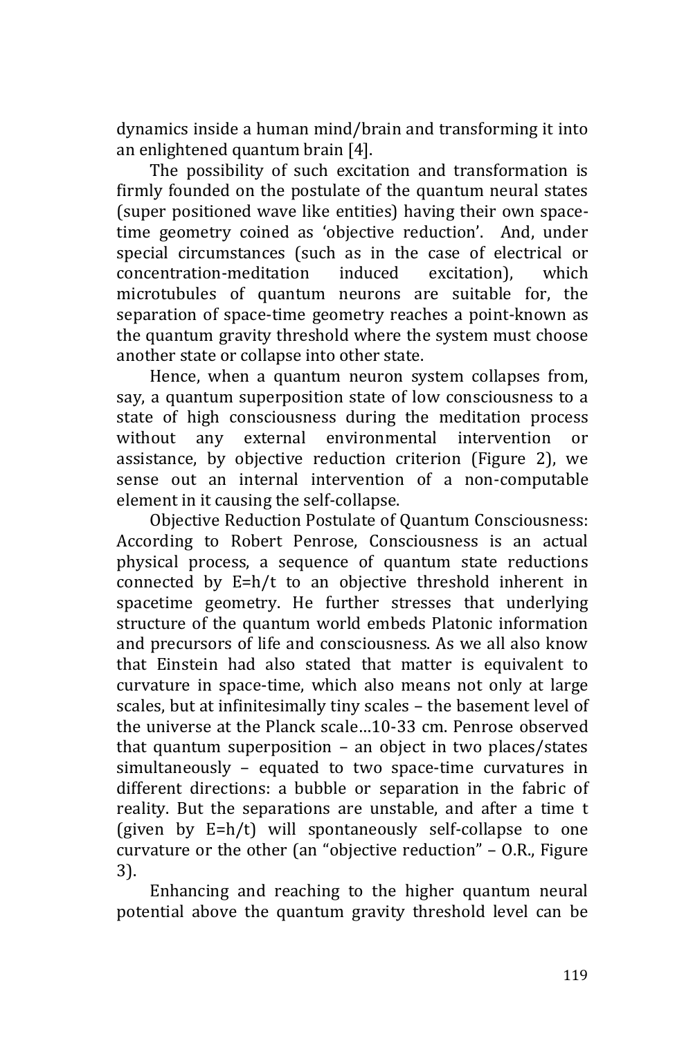dynamics inside a human mind/brain and transforming it into an enlightened quantum brain [4].

The possibility of such excitation and transformation is firmly founded on the postulate of the quantum neural states (super positioned wave like entities) having their own space-time geometry coined as 'objective reduction'. And, under special circumstances (such as in the case of electrical or concentration-meditation induced excitation), which microtubules of quantum neurons are suitable for, the separation of space-time geometry reaches a point-known as the quantum gravity threshold where the system must choose another state or collapse into other state.

Hence, when a quantum neuron system collapses from, say, a quantum superposition state of low consciousness to a state of high consciousness during the meditation process without any external environmental intervention or assistance, by objective reduction criterion (Figure 2), we sense out an internal intervention of a non-computable element in it causing the self-collapse.

Objective Reduction Postulate of Quantum Consciousness: According to Robert Penrose, Consciousness is an actual physical process, a sequence of quantum state reductions connected by $E=h/t$ to an objective threshold inherent in spacetime geometry. He further stresses that underlying structure of the quantum world embeds Platonic information and precursors of life and consciousness. As we all also know that Einstein had also stated that matter is equivalent to curvature in space-time, which also means not only at large scales, but at infinitesimally tiny scales – the basement level of the universe at the Planck scale…10-33 cm. Penrose observed that quantum superposition – an object in two places/states simultaneously – equated to two space-time curvatures in different directions: a bubble or separation in the fabric of reality. But the separations are unstable, and after a time t (given by $E=h/t$) will spontaneously self-collapse to one curvature or the other (an "objective reduction" – O.R., Figure 3).

Enhancing and reaching to the higher quantum neural potential above the quantum gravity threshold level can be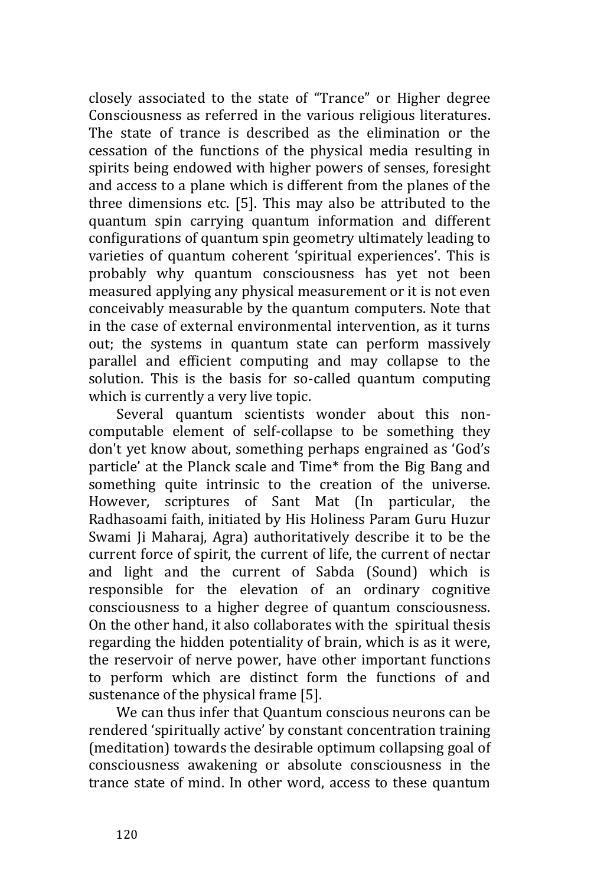closely associated to the state of “Trance” or Higher degree Consciousness as referred in the various religious literatures. The state of trance is described as the elimination or the cessation of the functions of the physical media resulting in spirits being endowed with higher powers of senses, foresight and access to a plane which is different from the planes of the three dimensions etc. [5]. This may also be attributed to the quantum spin carrying quantum information and different configurations of quantum spin geometry ultimately leading to varieties of quantum coherent ‘spiritual experiences’. This is probably why quantum consciousness has yet not been measured applying any physical measurement or it is not even conceivably measurable by the quantum computers. Note that in the case of external environmental intervention, as it turns out; the systems in quantum state can perform massively parallel and efficient computing and may collapse to the solution. This is the basis for so-called quantum computing which is currently a very live topic.

Several quantum scientists wonder about this non-computable element of self-collapse to be something they don't yet know about, something perhaps engrained as ‘God’s particle’ at the Planck scale and Time* from the Big Bang and something quite intrinsic to the creation of the universe. However, scriptures of Sant Mat (In particular, the Radhasoami faith, initiated by His Holiness Param Guru Huzur Swami Ji Maharaj, Agra) authoritatively describe it to be the current force of spirit, the current of life, the current of nectar and light and the current of Sabda (Sound) which is responsible for the elevation of an ordinary cognitive consciousness to a higher degree of quantum consciousness. On the other hand, it also collaborates with the spiritual thesis regarding the hidden potentiality of brain, which is as it were, the reservoir of nerve power, have other important functions to perform which are distinct form the functions of and sustenance of the physical frame [5].

We can thus infer that Quantum conscious neurons can be rendered ‘spiritually active’ by constant concentration training (meditation) towards the desirable optimum collapsing goal of consciousness awakening or absolute consciousness in the trance state of mind. In other word, access to these quantum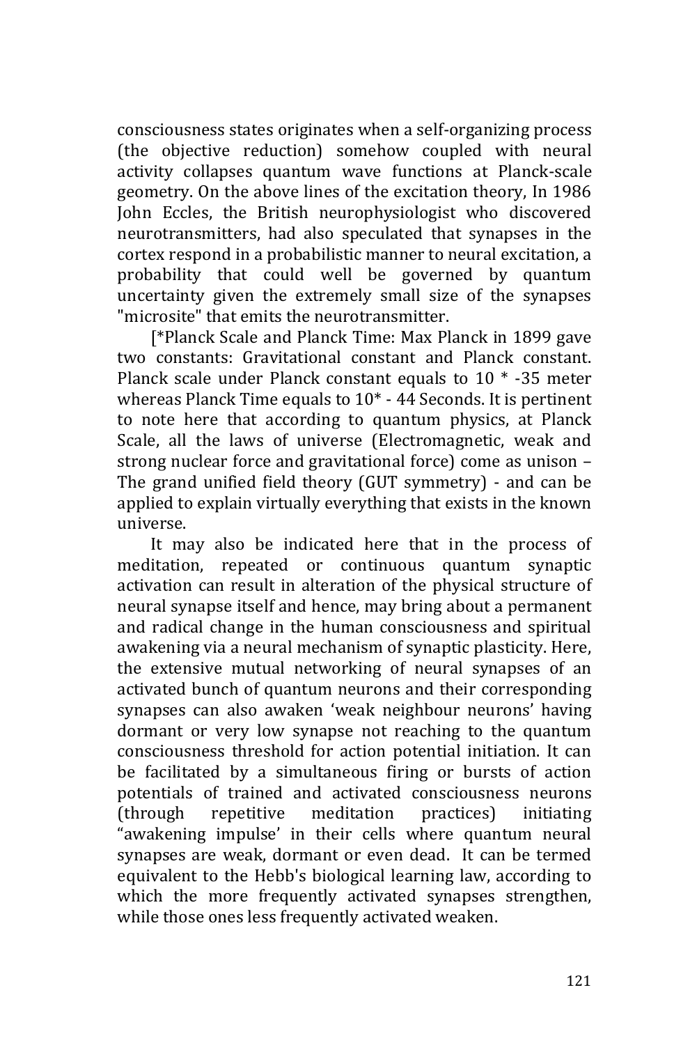consciousness states originates when a self-organizing process (the objective reduction) somehow coupled with neural activity collapses quantum wave functions at Planck-scale geometry. On the above lines of the excitation theory, In 1986 John Eccles, the British neurophysiologist who discovered neurotransmitters, had also speculated that synapses in the cortex respond in a probabilistic manner to neural excitation, a probability that could well be governed by quantum uncertainty given the extremely small size of the synapses "microsite" that emits the neurotransmitter.

[*Planck Scale and Planck Time: Max Planck in 1899 gave two constants: Gravitational constant and Planck constant. Planck scale under Planck constant equals to 10 * -35 meter whereas Planck Time equals to 10* - 44 Seconds. It is pertinent to note here that according to quantum physics, at Planck Scale, all the laws of universe (Electromagnetic, weak and strong nuclear force and gravitational force) come as unison – The grand unified field theory (GUT symmetry) - and can be applied to explain virtually everything that exists in the known universe.

It may also be indicated here that in the process of meditation, repeated or continuous quantum synaptic activation can result in alteration of the physical structure of neural synapse itself and hence, may bring about a permanent and radical change in the human consciousness and spiritual awakening via a neural mechanism of synaptic plasticity. Here, the extensive mutual networking of neural synapses of an activated bunch of quantum neurons and their corresponding synapses can also awaken 'weak neighbour neurons' having dormant or very low synapse not reaching to the quantum consciousness threshold for action potential initiation. It can be facilitated by a simultaneous firing or bursts of action potentials of trained and activated consciousness neurons (through repetitive meditation practices) initiating "awakening impulse' in their cells where quantum neural synapses are weak, dormant or even dead. It can be termed equivalent to the Hebb's biological learning law, according to which the more frequently activated synapses strengthen, while those ones less frequently activated weaken.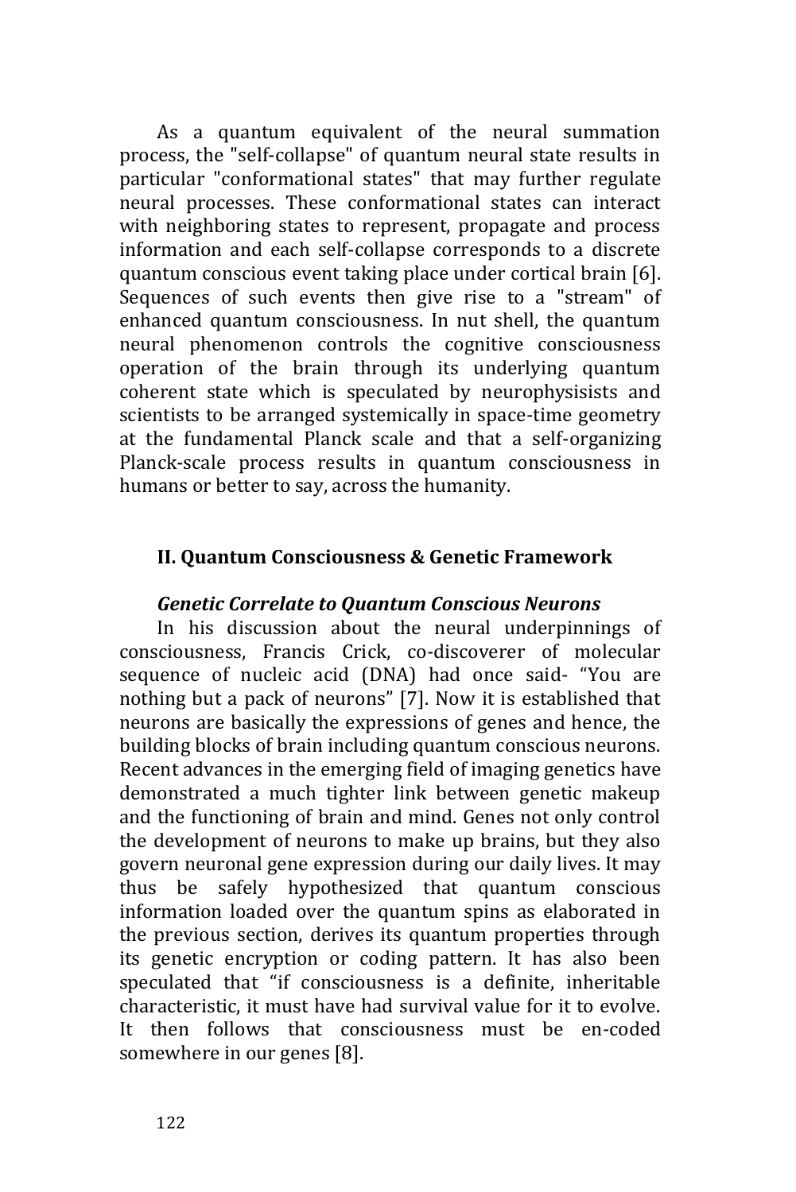As a quantum equivalent of the neural summation process, the "self-collapse" of quantum neural state results in particular "conformational states" that may further regulate neural processes. These conformational states can interact with neighboring states to represent, propagate and process information and each self-collapse corresponds to a discrete quantum conscious event taking place under cortical brain [6]. Sequences of such events then give rise to a "stream" of enhanced quantum consciousness. In nut shell, the quantum neural phenomenon controls the cognitive consciousness operation of the brain through its underlying quantum coherent state which is speculated by neurophysisists and scientists to be arranged systemically in space-time geometry at the fundamental Planck scale and that a self-organizing Planck-scale process results in quantum consciousness in humans or better to say, across the humanity.

## II. Quantum Consciousness & Genetic Framework

### *Genetic Correlate to Quantum Conscious Neurons*

In his discussion about the neural underpinnings of consciousness, Francis Crick, co-discoverer of molecular sequence of nucleic acid (DNA) had once said- "You are nothing but a pack of neurons" [7]. Now it is established that neurons are basically the expressions of genes and hence, the building blocks of brain including quantum conscious neurons. Recent advances in the emerging field of imaging genetics have demonstrated a much tighter link between genetic makeup and the functioning of brain and mind. Genes not only control the development of neurons to make up brains, but they also govern neuronal gene expression during our daily lives. It may thus be safely hypothesized that quantum conscious information loaded over the quantum spins as elaborated in the previous section, derives its quantum properties through its genetic encryption or coding pattern. It has also been speculated that "if consciousness is a definite, inheritable characteristic, it must have had survival value for it to evolve. It then follows that consciousness must be en-coded somewhere in our genes [8].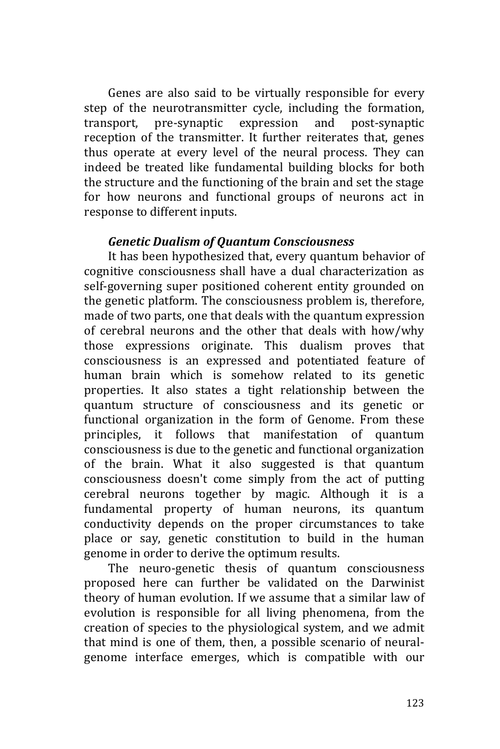Genes are also said to be virtually responsible for every step of the neurotransmitter cycle, including the formation, transport, pre-synaptic expression and post-synaptic reception of the transmitter. It further reiterates that, genes thus operate at every level of the neural process. They can indeed be treated like fundamental building blocks for both the structure and the functioning of the brain and set the stage for how neurons and functional groups of neurons act in response to different inputs.

### *Genetic Dualism of Quantum Consciousness*

It has been hypothesized that, every quantum behavior of cognitive consciousness shall have a dual characterization as self-governing super positioned coherent entity grounded on the genetic platform. The consciousness problem is, therefore, made of two parts, one that deals with the quantum expression of cerebral neurons and the other that deals with how/why those expressions originate. This dualism proves that consciousness is an expressed and potentiated feature of human brain which is somehow related to its genetic properties. It also states a tight relationship between the quantum structure of consciousness and its genetic or functional organization in the form of Genome. From these principles, it follows that manifestation of quantum consciousness is due to the genetic and functional organization of the brain. What it also suggested is that quantum consciousness doesn't come simply from the act of putting cerebral neurons together by magic. Although it is a fundamental property of human neurons, its quantum conductivity depends on the proper circumstances to take place or say, genetic constitution to build in the human genome in order to derive the optimum results.

The neuro-genetic thesis of quantum consciousness proposed here can further be validated on the Darwinist theory of human evolution. If we assume that a similar law of evolution is responsible for all living phenomena, from the creation of species to the physiological system, and we admit that mind is one of them, then, a possible scenario of neural-genome interface emerges, which is compatible with our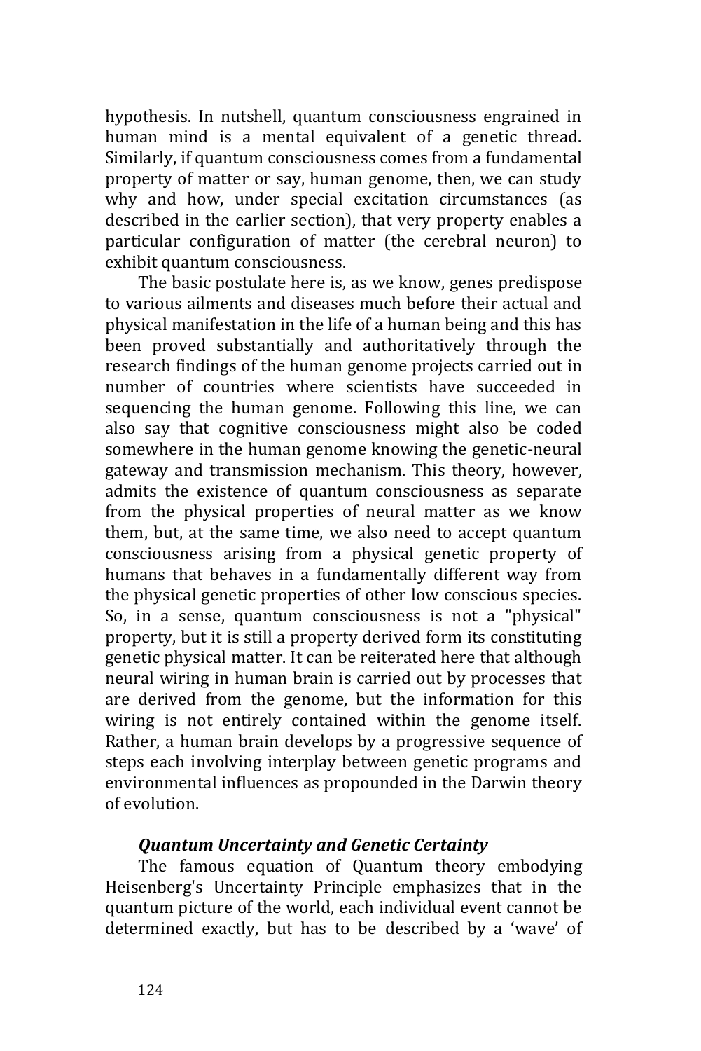hypothesis. In nutshell, quantum consciousness engrained in human mind is a mental equivalent of a genetic thread. Similarly, if quantum consciousness comes from a fundamental property of matter or say, human genome, then, we can study why and how, under special excitation circumstances (as described in the earlier section), that very property enables a particular configuration of matter (the cerebral neuron) to exhibit quantum consciousness.

The basic postulate here is, as we know, genes predispose to various ailments and diseases much before their actual and physical manifestation in the life of a human being and this has been proved substantially and authoritatively through the research findings of the human genome projects carried out in number of countries where scientists have succeeded in sequencing the human genome. Following this line, we can also say that cognitive consciousness might also be coded somewhere in the human genome knowing the genetic-neural gateway and transmission mechanism. This theory, however, admits the existence of quantum consciousness as separate from the physical properties of neural matter as we know them, but, at the same time, we also need to accept quantum consciousness arising from a physical genetic property of humans that behaves in a fundamentally different way from the physical genetic properties of other low conscious species. So, in a sense, quantum consciousness is not a "physical" property, but it is still a property derived form its constituting genetic physical matter. It can be reiterated here that although neural wiring in human brain is carried out by processes that are derived from the genome, but the information for this wiring is not entirely contained within the genome itself. Rather, a human brain develops by a progressive sequence of steps each involving interplay between genetic programs and environmental influences as propounded in the Darwin theory of evolution.

### *Quantum Uncertainty and Genetic Certainty*

The famous equation of Quantum theory embodying Heisenberg's Uncertainty Principle emphasizes that in the quantum picture of the world, each individual event cannot be determined exactly, but has to be described by a 'wave' of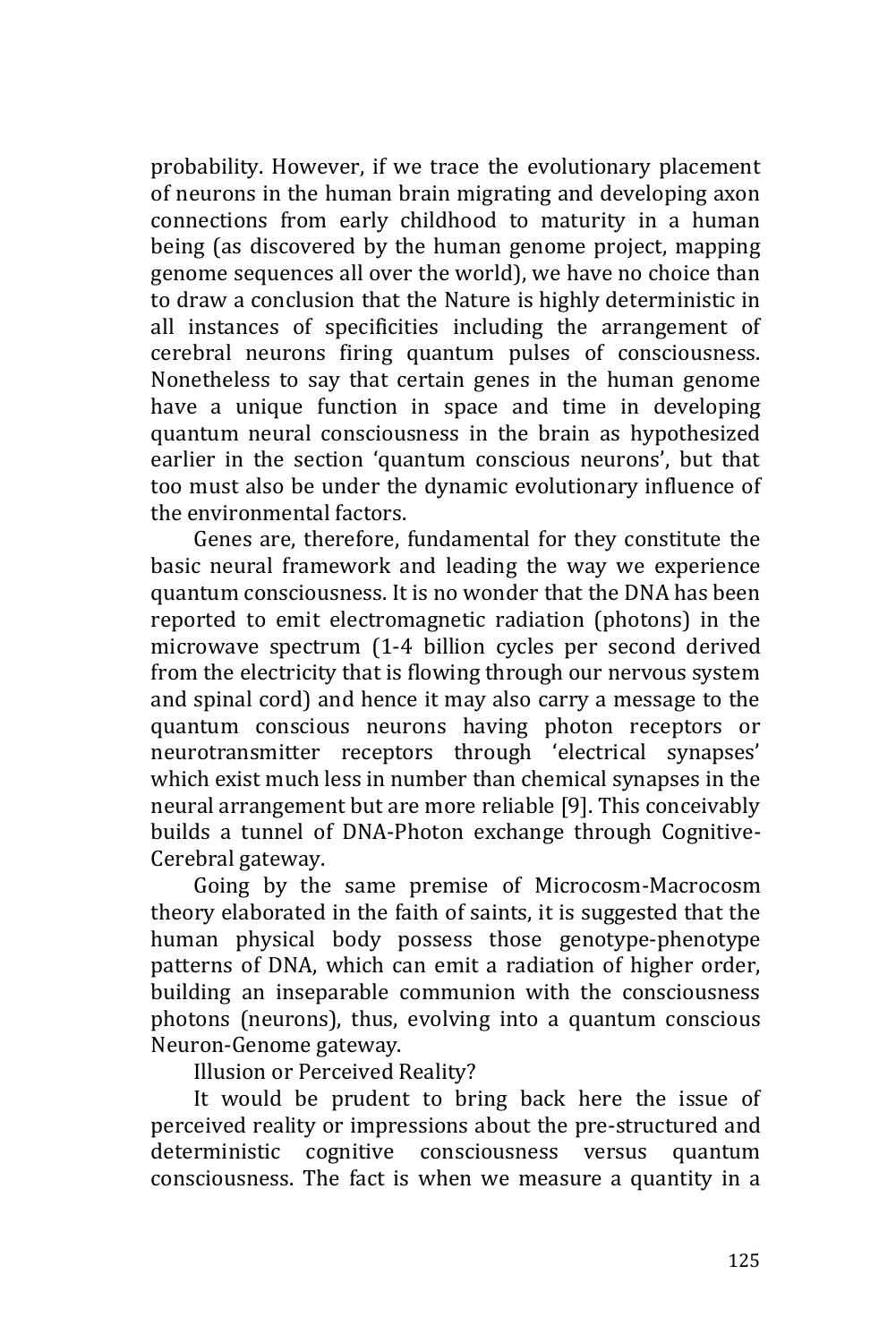probability. However, if we trace the evolutionary placement of neurons in the human brain migrating and developing axon connections from early childhood to maturity in a human being (as discovered by the human genome project, mapping genome sequences all over the world), we have no choice than to draw a conclusion that the Nature is highly deterministic in all instances of specificities including the arrangement of cerebral neurons firing quantum pulses of consciousness. Nonetheless to say that certain genes in the human genome have a unique function in space and time in developing quantum neural consciousness in the brain as hypothesized earlier in the section 'quantum conscious neurons', but that too must also be under the dynamic evolutionary influence of the environmental factors.

Genes are, therefore, fundamental for they constitute the basic neural framework and leading the way we experience quantum consciousness. It is no wonder that the DNA has been reported to emit electromagnetic radiation (photons) in the microwave spectrum (1-4 billion cycles per second derived from the electricity that is flowing through our nervous system and spinal cord) and hence it may also carry a message to the quantum conscious neurons having photon receptors or neurotransmitter receptors through 'electrical synapses' which exist much less in number than chemical synapses in the neural arrangement but are more reliable [9]. This conceivably builds a tunnel of DNA-Photon exchange through Cognitive-Cerebral gateway.

Going by the same premise of Microcosm-Macrocosm theory elaborated in the faith of saints, it is suggested that the human physical body possess those genotype-phenotype patterns of DNA, which can emit a radiation of higher order, building an inseparable communion with the consciousness photons (neurons), thus, evolving into a quantum conscious Neuron-Genome gateway.

Illusion or Perceived Reality?

It would be prudent to bring back here the issue of perceived reality or impressions about the pre-structured and deterministic cognitive consciousness versus quantum consciousness. The fact is when we measure a quantity in a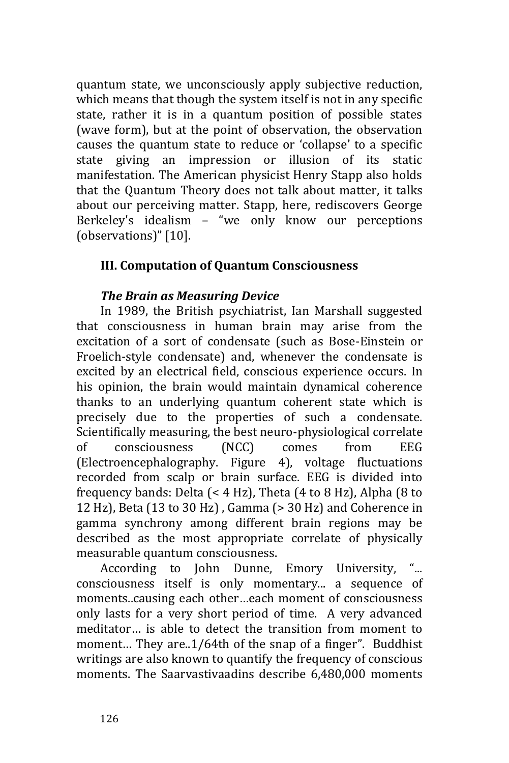quantum state, we unconsciously apply subjective reduction, which means that though the system itself is not in any specific state, rather it is in a quantum position of possible states (wave form), but at the point of observation, the observation causes the quantum state to reduce or 'collapse' to a specific state giving an impression or illusion of its static manifestation. The American physicist Henry Stapp also holds that the Quantum Theory does not talk about matter, it talks about our perceiving matter. Stapp, here, rediscovers George Berkeley's idealism – "we only know our perceptions (observations)" [10].

## III. Computation of Quantum Consciousness

### *The Brain as Measuring Device*

In 1989, the British psychiatrist, Ian Marshall suggested that consciousness in human brain may arise from the excitation of a sort of condensate (such as Bose-Einstein or Froelich-style condensate) and, whenever the condensate is excited by an electrical field, conscious experience occurs. In his opinion, the brain would maintain dynamical coherence thanks to an underlying quantum coherent state which is precisely due to the properties of such a condensate. Scientifically measuring, the best neuro-physiological correlate of consciousness (NCC) comes from EEG (Electroencephalography. Figure 4), voltage fluctuations recorded from scalp or brain surface. EEG is divided into frequency bands: Delta (< 4 Hz), Theta (4 to 8 Hz), Alpha (8 to 12 Hz), Beta (13 to 30 Hz) , Gamma (> 30 Hz) and Coherence in gamma synchrony among different brain regions may be described as the most appropriate correlate of physically measurable quantum consciousness.

According to John Dunne, Emory University, "... consciousness itself is only momentary... a sequence of moments..causing each other…each moment of consciousness only lasts for a very short period of time. A very advanced meditator… is able to detect the transition from moment to moment… They are..1/64th of the snap of a finger". Buddhist writings are also known to quantify the frequency of conscious moments. The Saarvastivaadins describe 6,480,000 moments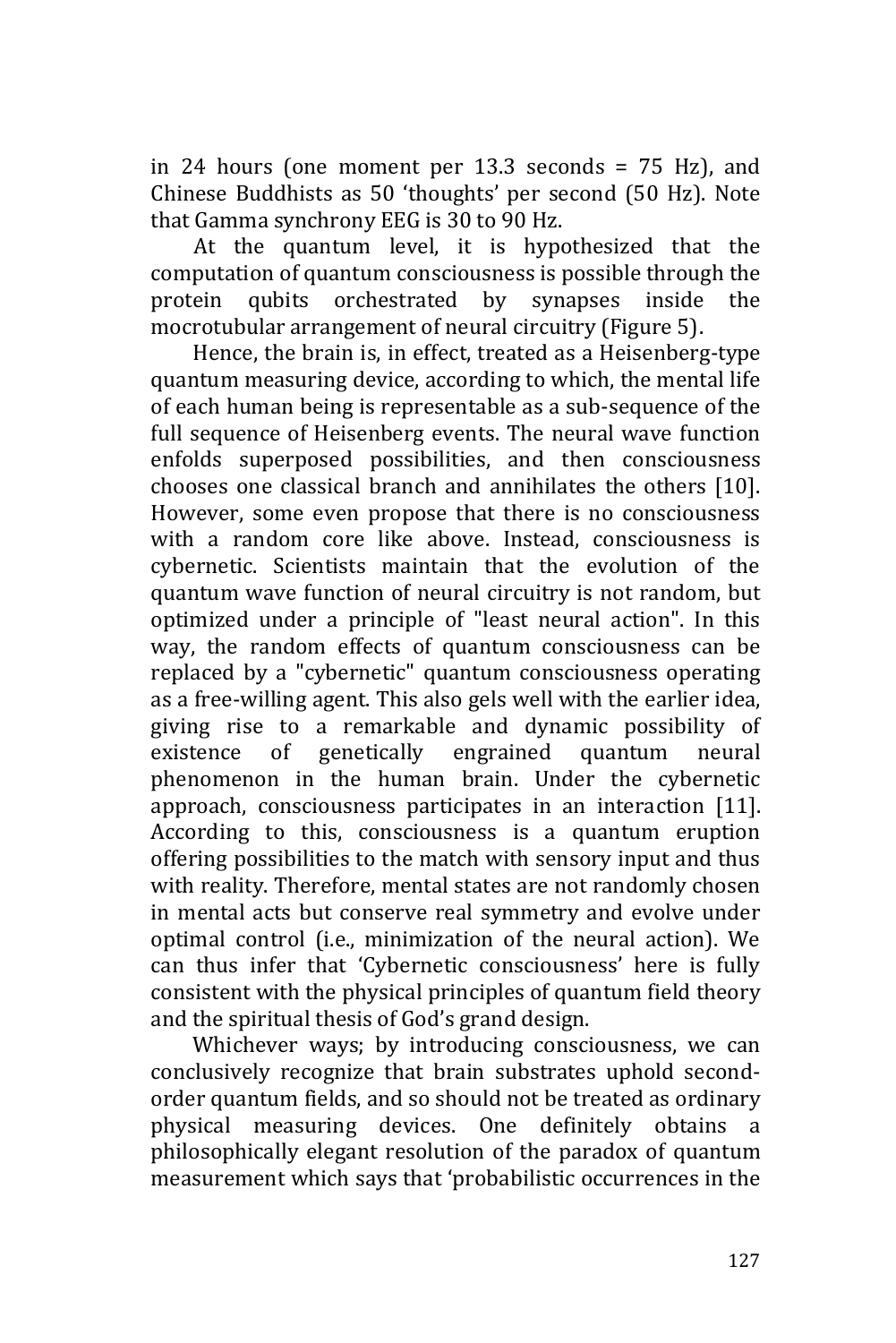in 24 hours (one moment per 13.3 seconds = 75 Hz), and Chinese Buddhists as 50 'thoughts' per second (50 Hz). Note that Gamma synchrony EEG is 30 to 90 Hz.

At the quantum level, it is hypothesized that the computation of quantum consciousness is possible through the protein qubits orchestrated by synapses inside the mocrotubular arrangement of neural circuitry (Figure 5).

Hence, the brain is, in effect, treated as a Heisenberg-type quantum measuring device, according to which, the mental life of each human being is representable as a sub-sequence of the full sequence of Heisenberg events. The neural wave function enfolds superposed possibilities, and then consciousness chooses one classical branch and annihilates the others [10]. However, some even propose that there is no consciousness with a random core like above. Instead, consciousness is cybernetic. Scientists maintain that the evolution of the quantum wave function of neural circuitry is not random, but optimized under a principle of "least neural action". In this way, the random effects of quantum consciousness can be replaced by a "cybernetic" quantum consciousness operating as a free-willing agent. This also gels well with the earlier idea, giving rise to a remarkable and dynamic possibility of existence of genetically engrained quantum neural phenomenon in the human brain. Under the cybernetic approach, consciousness participates in an interaction [11]. According to this, consciousness is a quantum eruption offering possibilities to the match with sensory input and thus with reality. Therefore, mental states are not randomly chosen in mental acts but conserve real symmetry and evolve under optimal control (i.e., minimization of the neural action). We can thus infer that 'Cybernetic consciousness' here is fully consistent with the physical principles of quantum field theory and the spiritual thesis of God's grand design.

Whichever ways; by introducing consciousness, we can conclusively recognize that brain substrates uphold second-order quantum fields, and so should not be treated as ordinary physical measuring devices. One definitely obtains a philosophically elegant resolution of the paradox of quantum measurement which says that 'probabilistic occurrences in the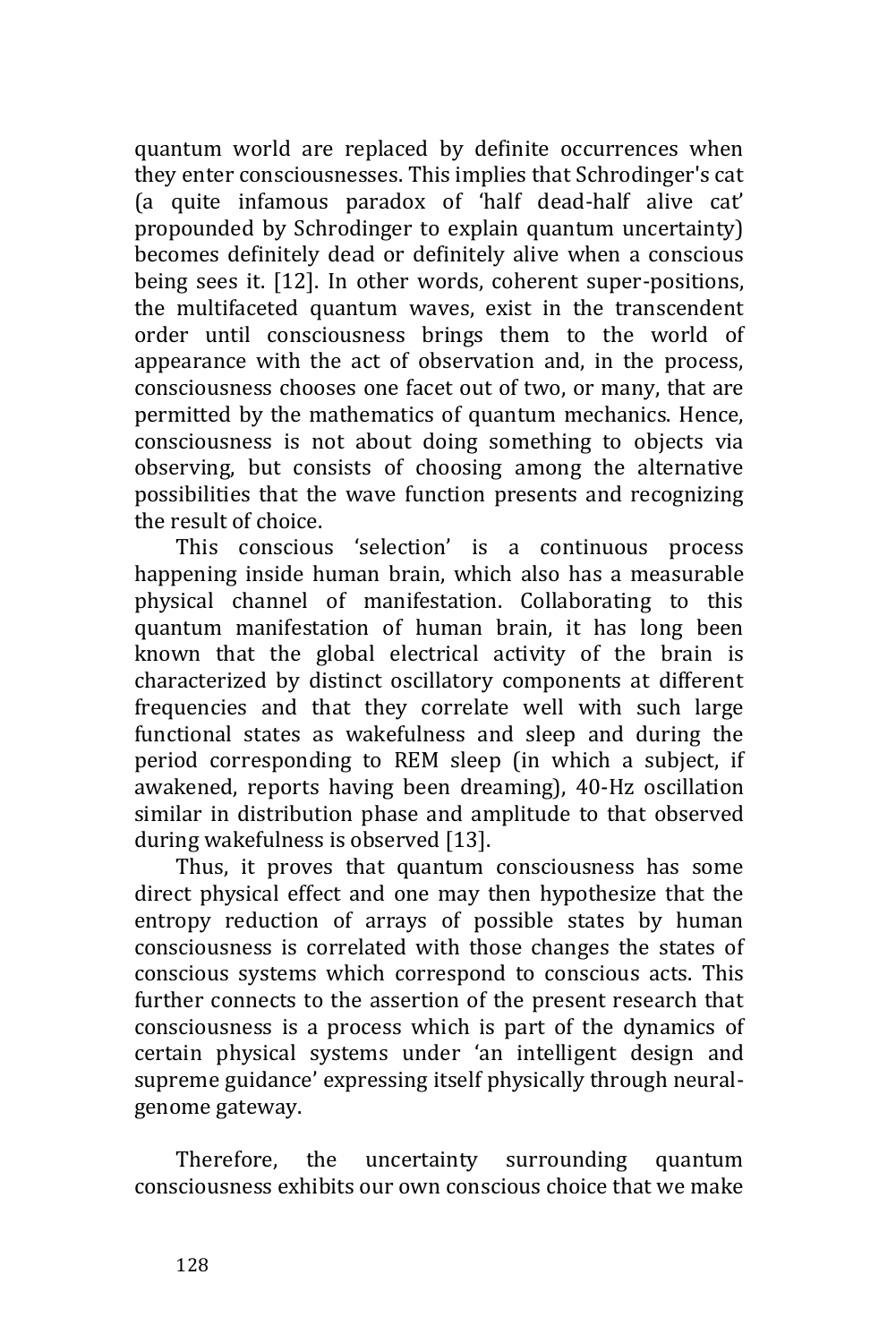quantum world are replaced by definite occurrences when they enter consciousnesses. This implies that Schrodinger's cat (a quite infamous paradox of 'half dead-half alive cat' propounded by Schrodinger to explain quantum uncertainty) becomes definitely dead or definitely alive when a conscious being sees it. [12]. In other words, coherent super-positions, the multifaceted quantum waves, exist in the transcendent order until consciousness brings them to the world of appearance with the act of observation and, in the process, consciousness chooses one facet out of two, or many, that are permitted by the mathematics of quantum mechanics. Hence, consciousness is not about doing something to objects via observing, but consists of choosing among the alternative possibilities that the wave function presents and recognizing the result of choice.

This conscious 'selection' is a continuous process happening inside human brain, which also has a measurable physical channel of manifestation. Collaborating to this quantum manifestation of human brain, it has long been known that the global electrical activity of the brain is characterized by distinct oscillatory components at different frequencies and that they correlate well with such large functional states as wakefulness and sleep and during the period corresponding to REM sleep (in which a subject, if awakened, reports having been dreaming), 40-Hz oscillation similar in distribution phase and amplitude to that observed during wakefulness is observed [13].

Thus, it proves that quantum consciousness has some direct physical effect and one may then hypothesize that the entropy reduction of arrays of possible states by human consciousness is correlated with those changes the states of conscious systems which correspond to conscious acts. This further connects to the assertion of the present research that consciousness is a process which is part of the dynamics of certain physical systems under 'an intelligent design and supreme guidance' expressing itself physically through neural-genome gateway.

Therefore, the uncertainty surrounding quantum consciousness exhibits our own conscious choice that we make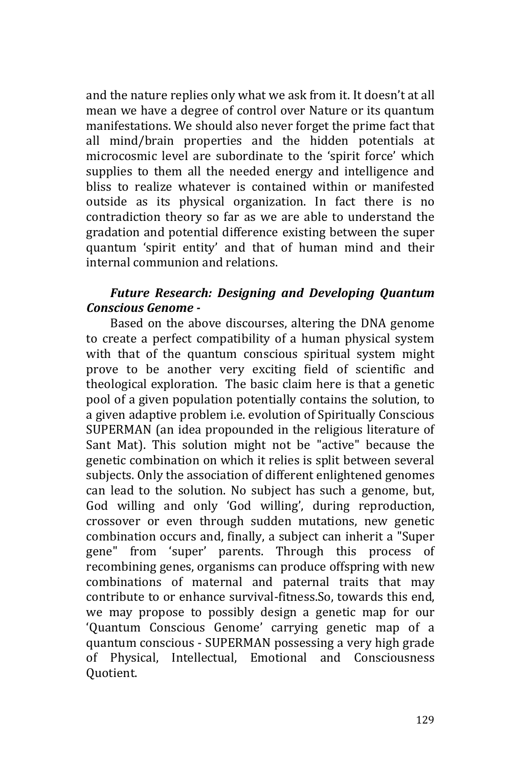and the nature replies only what we ask from it. It doesn't at all mean we have a degree of control over Nature or its quantum manifestations. We should also never forget the prime fact that all mind/brain properties and the hidden potentials at microcosmic level are subordinate to the 'spirit force' which supplies to them all the needed energy and intelligence and bliss to realize whatever is contained within or manifested outside as its physical organization. In fact there is no contradiction theory so far as we are able to understand the gradation and potential difference existing between the super quantum 'spirit entity' and that of human mind and their internal communion and relations.

***Future Research: Designing and Developing Quantum Conscious Genome -***

Based on the above discourses, altering the DNA genome to create a perfect compatibility of a human physical system with that of the quantum conscious spiritual system might prove to be another very exciting field of scientific and theological exploration. The basic claim here is that a genetic pool of a given population potentially contains the solution, to a given adaptive problem i.e. evolution of Spiritually Conscious SUPERMAN (an idea propounded in the religious literature of Sant Mat). This solution might not be "active" because the genetic combination on which it relies is split between several subjects. Only the association of different enlightened genomes can lead to the solution. No subject has such a genome, but, God willing and only 'God willing', during reproduction, crossover or even through sudden mutations, new genetic combination occurs and, finally, a subject can inherit a "Super gene" from 'super' parents. Through this process of recombining genes, organisms can produce offspring with new combinations of maternal and paternal traits that may contribute to or enhance survival-fitness.So, towards this end, we may propose to possibly design a genetic map for our 'Quantum Conscious Genome' carrying genetic map of a quantum conscious - SUPERMAN possessing a very high grade of Physical, Intellectual, Emotional and Consciousness Quotient.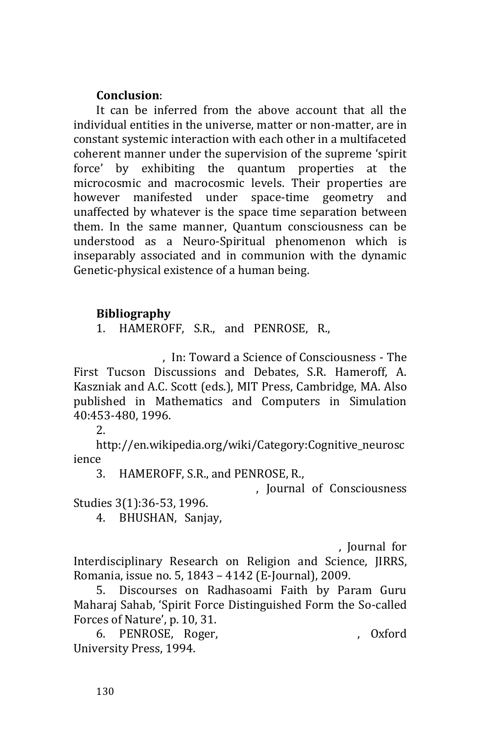**Conclusion**:

It can be inferred from the above account that all the individual entities in the universe, matter or non-matter, are in constant systemic interaction with each other in a multifaceted coherent manner under the supervision of the supreme 'spirit force' by exhibiting the quantum properties at the microcosmic and macrocosmic levels. Their properties are however manifested under space-time geometry and unaffected by whatever is the space time separation between them. In the same manner, Quantum consciousness can be understood as a Neuro-Spiritual phenomenon which is inseparably associated and in communion with the dynamic Genetic-physical existence of a human being.

**Bibliography**

1. HAMEROFF, S.R., and PENROSE, R., , In: Toward a Science of Consciousness - The First Tucson Discussions and Debates, S.R. Hameroff, A. Kaszniak and A.C. Scott (eds.), MIT Press, Cambridge, MA. Also published in Mathematics and Computers in Simulation 40:453-480, 1996.
2. http://en.wikipedia.org/wiki/Category:Cognitive_neuroscience
3. HAMEROFF, S.R., and PENROSE, R., , Journal of Consciousness Studies 3(1):36-53, 1996.
4. BHUSHAN, Sanjay, , Journal for Interdisciplinary Research on Religion and Science, JIRRS, Romania, issue no. 5, 1843 – 4142 (E-Journal), 2009.
5. Discourses on Radhasoami Faith by Param Guru Maharaj Sahab, 'Spirit Force Distinguished Form the So-called Forces of Nature', p. 10, 31.
6. PENROSE, Roger, , Oxford University Press, 1994.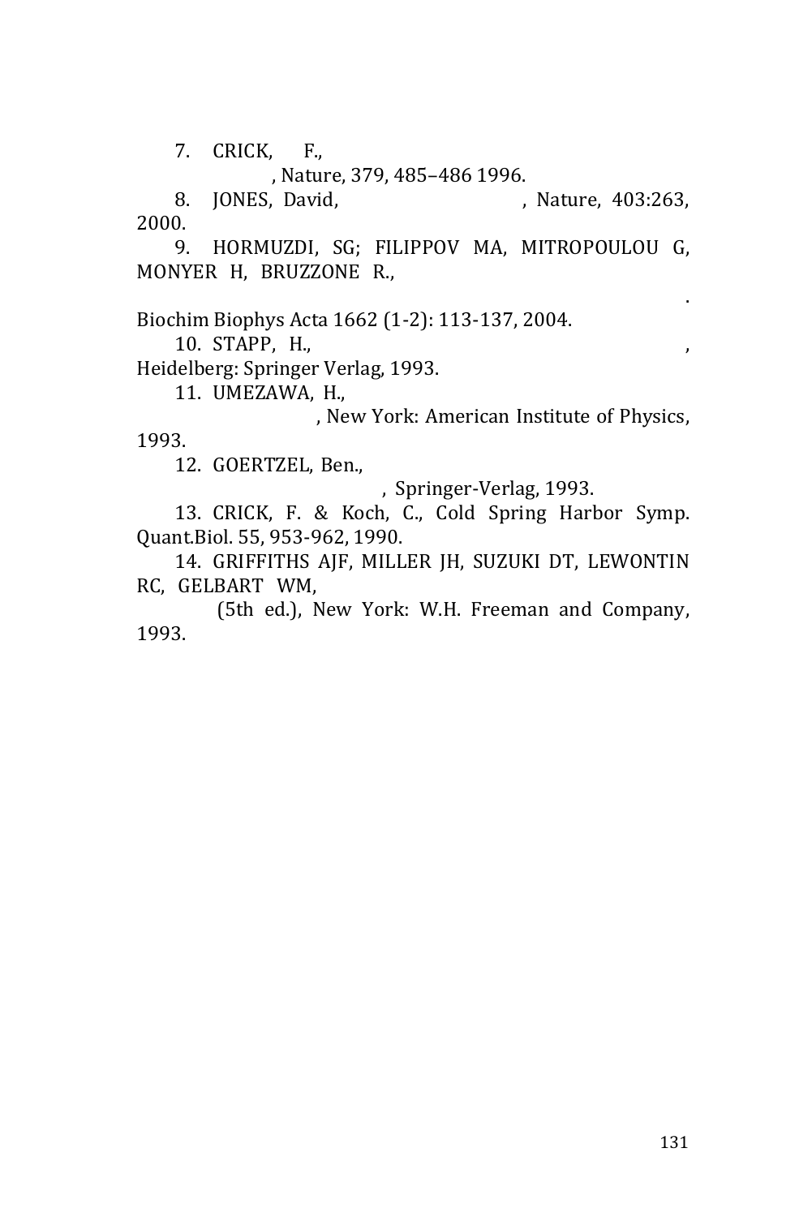7. CRICK, F., , Nature, 379, 485–486 1996.

8. JONES, David, , Nature, 403:263, 2000.

9. HORMUZDI, SG; FILIPPOV MA, MITROPOULOU G, MONYER H, BRUZZONE R., . Biochim Biophys Acta 1662 (1-2): 113-137, 2004.

10. STAPP, H., , Heidelberg: Springer Verlag, 1993.

11. UMEZAWA, H., , New York: American Institute of Physics, 1993.

12. GOERTZEL, Ben., , Springer-Verlag, 1993.

13. CRICK, F. & Koch, C., Cold Spring Harbor Symp. Quant.Biol. 55, 953-962, 1990.

14. GRIFFITHS AJF, MILLER JH, SUZUKI DT, LEWONTIN RC, GELBART WM, (5th ed.), New York: W.H. Freeman and Company, 1993.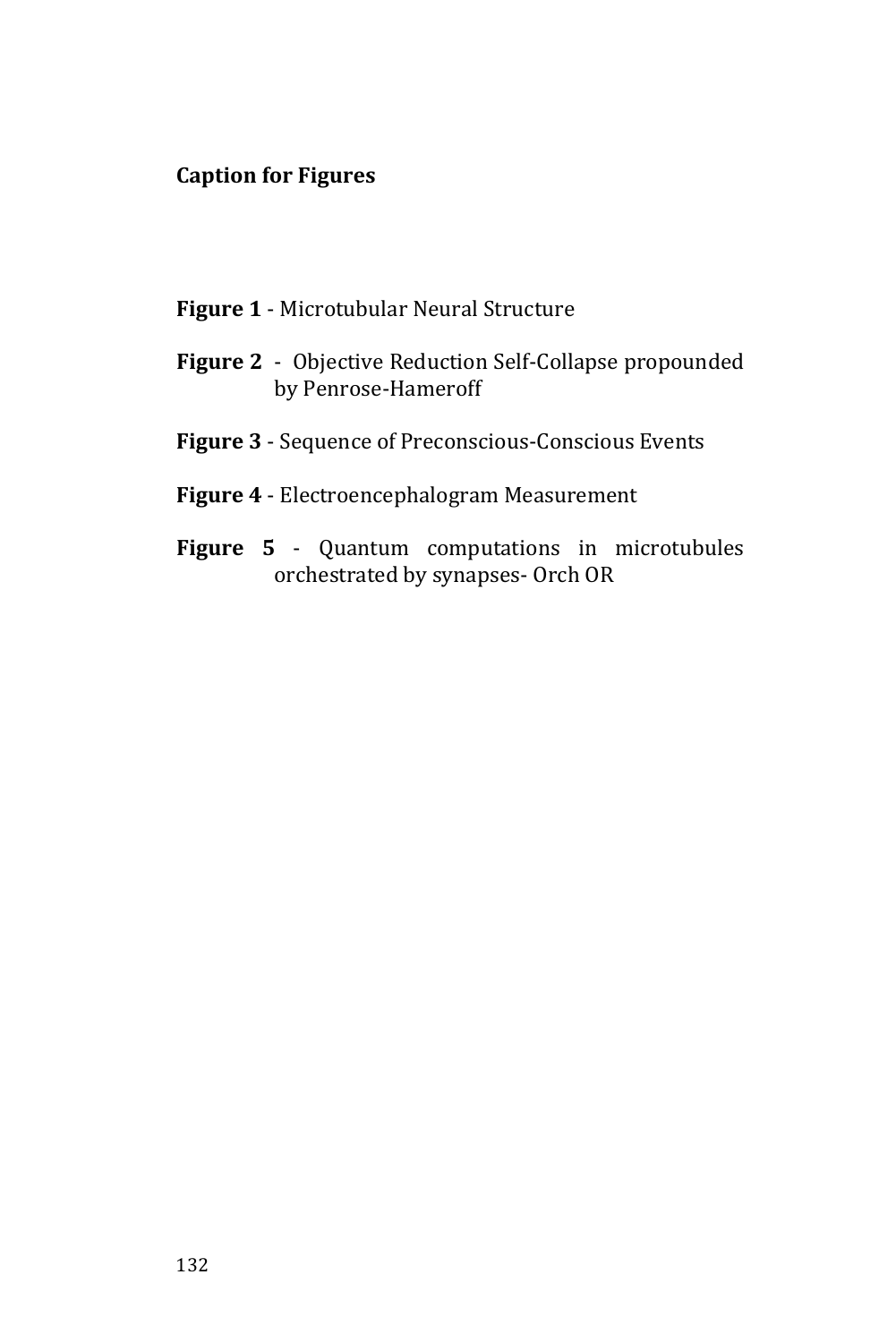**Caption for Figures**

**Figure 1** - Microtubular Neural Structure

**Figure 2** - Objective Reduction Self-Collapse propounded by Penrose-Hameroff

**Figure 3** - Sequence of Preconscious-Conscious Events

**Figure 4** - Electroencephalogram Measurement

**Figure 5** - Quantum computations in microtubules orchestrated by synapses- Orch OR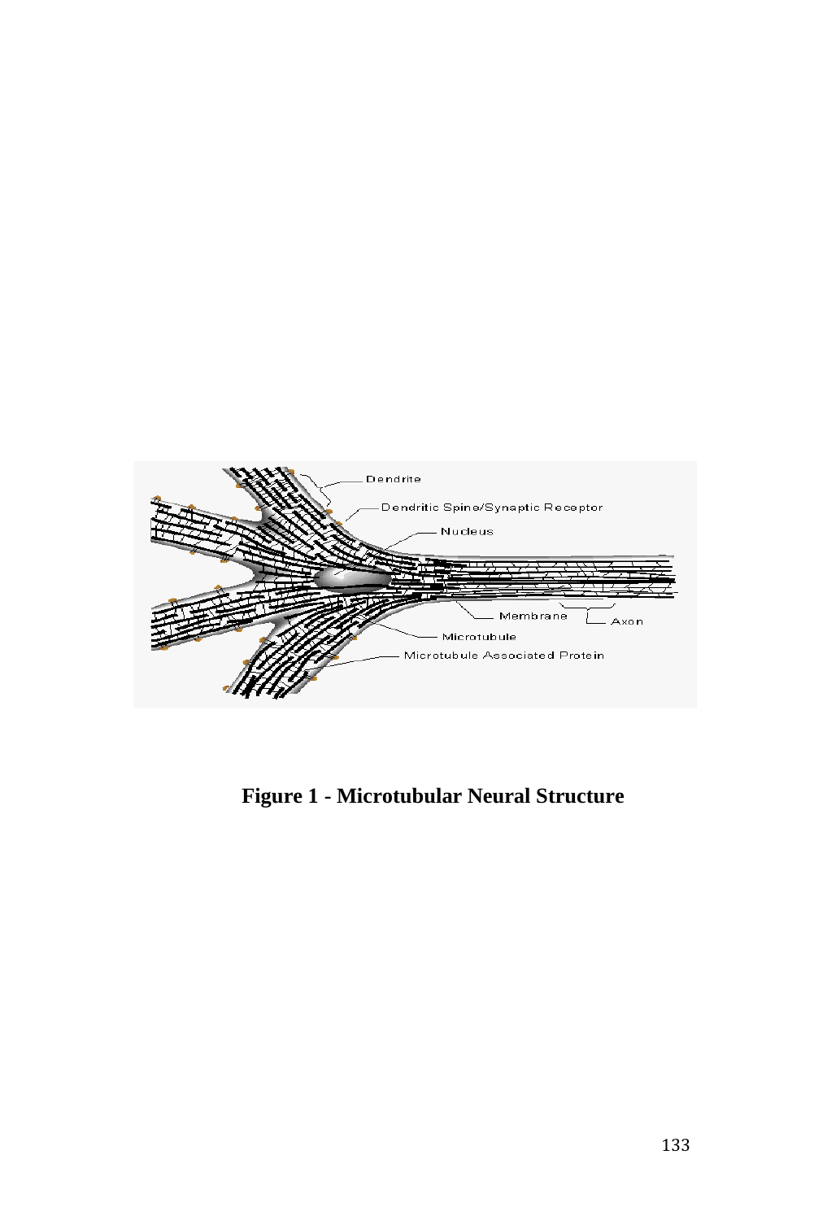**Figure 1 - Microtubular Neural Structure**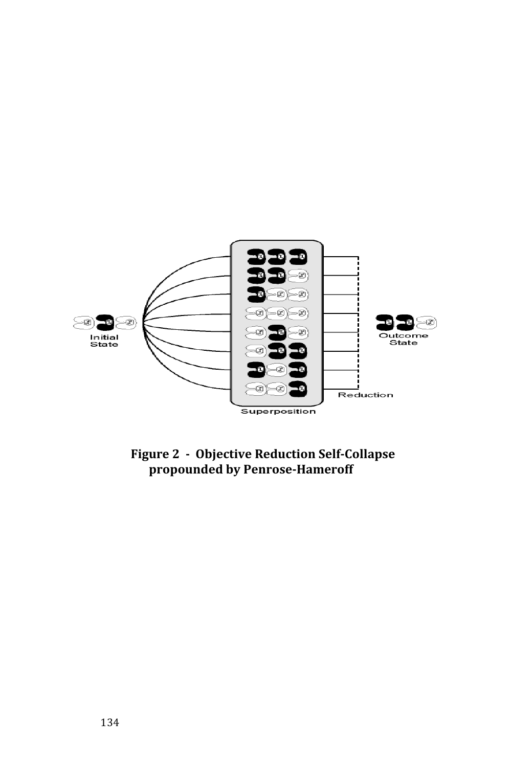**Figure 2 - Objective Reduction Self-Collapse propounded by Penrose-Hameroff**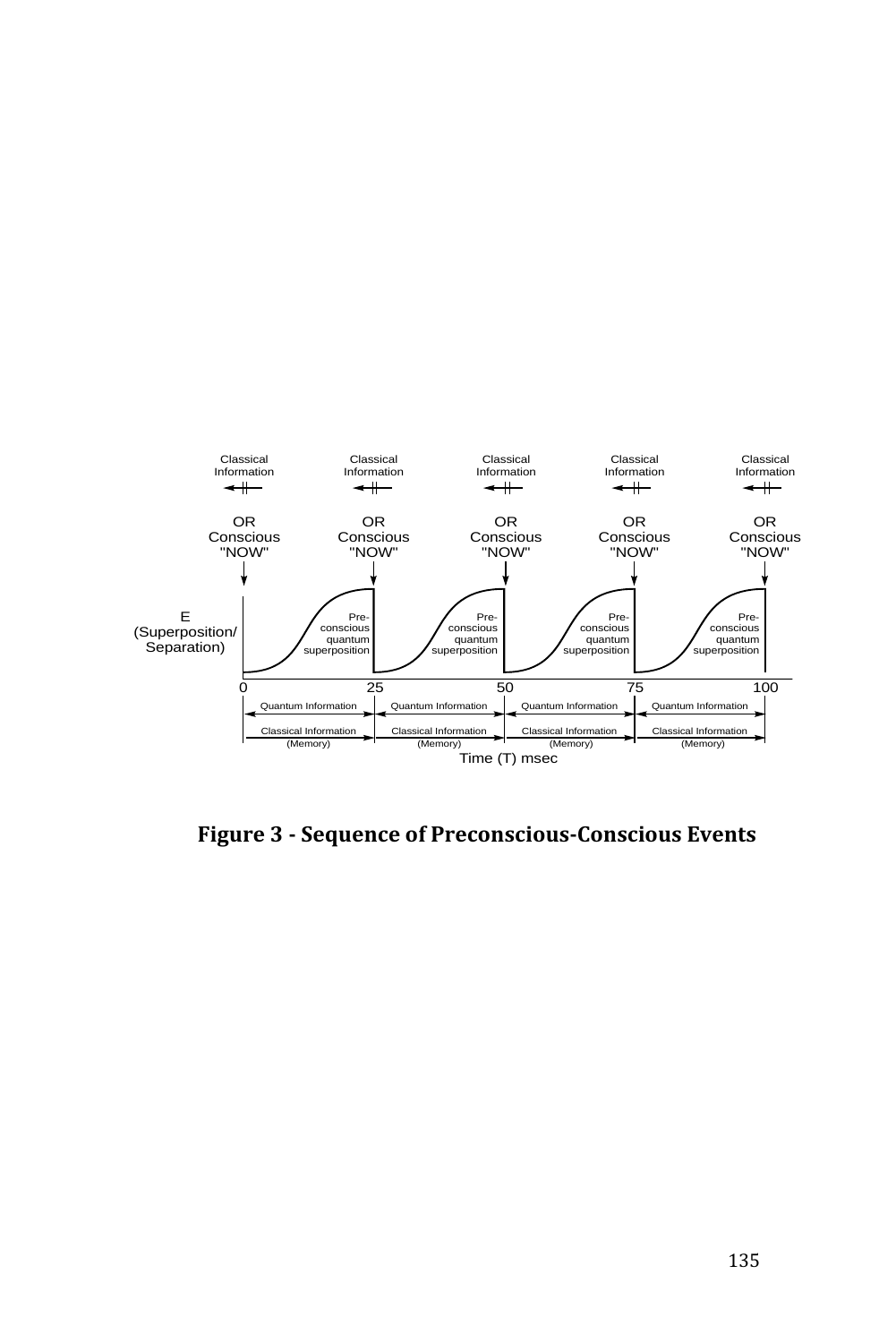**Figure 3 - Sequence of Preconscious-Conscious Events**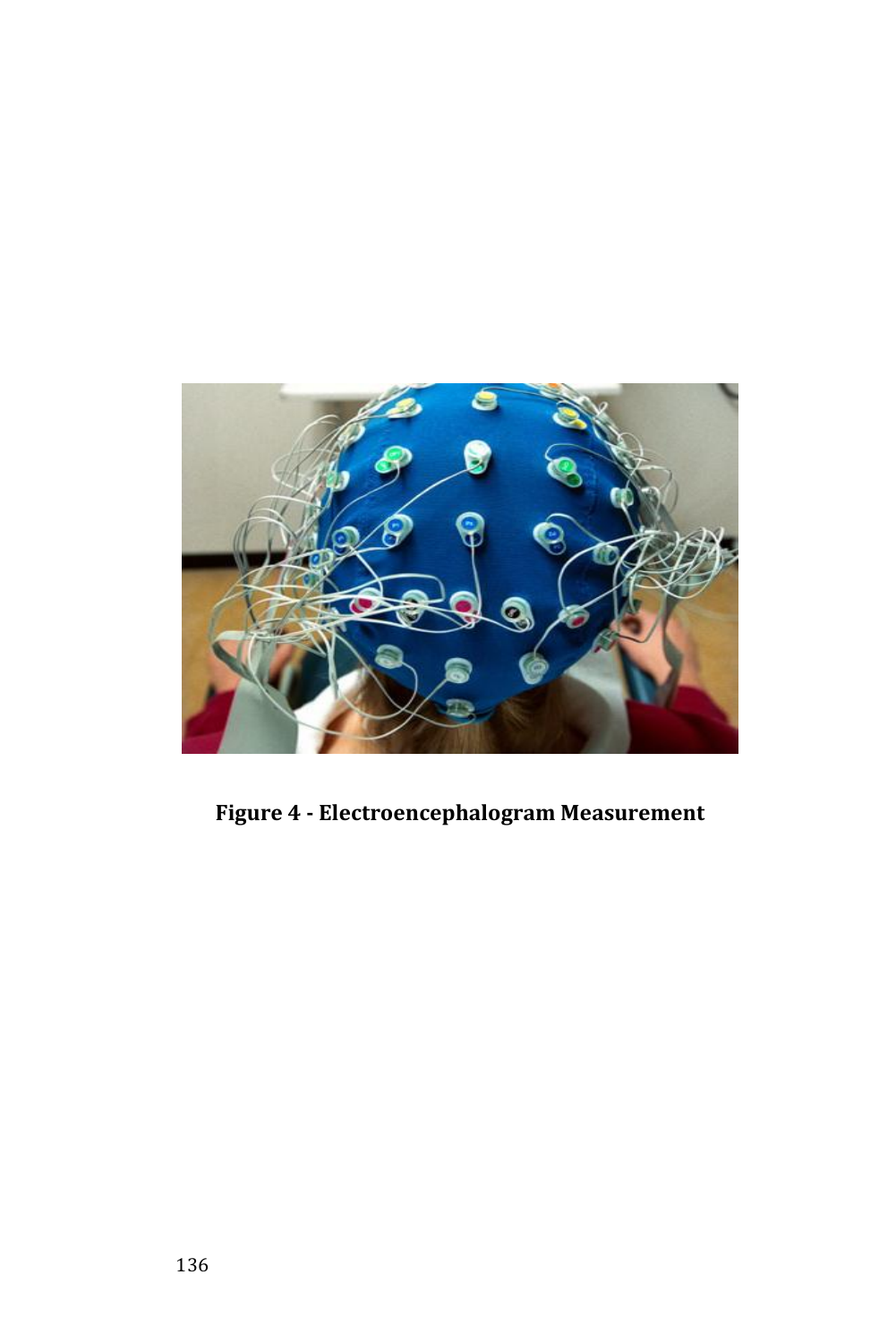**Figure 4 - Electroencephalogram Measurement**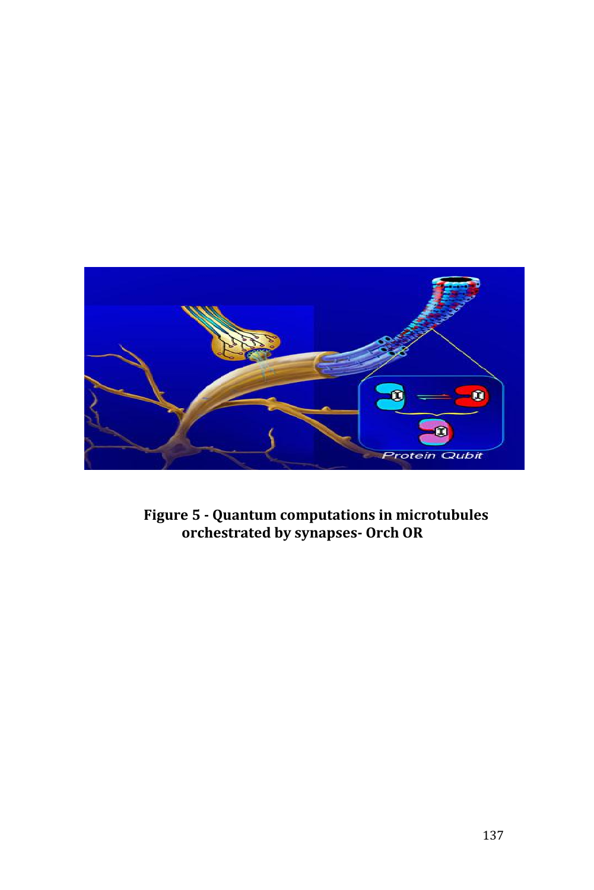**Figure 5 - Quantum computations in microtubules orchestrated by synapses- Orch OR**